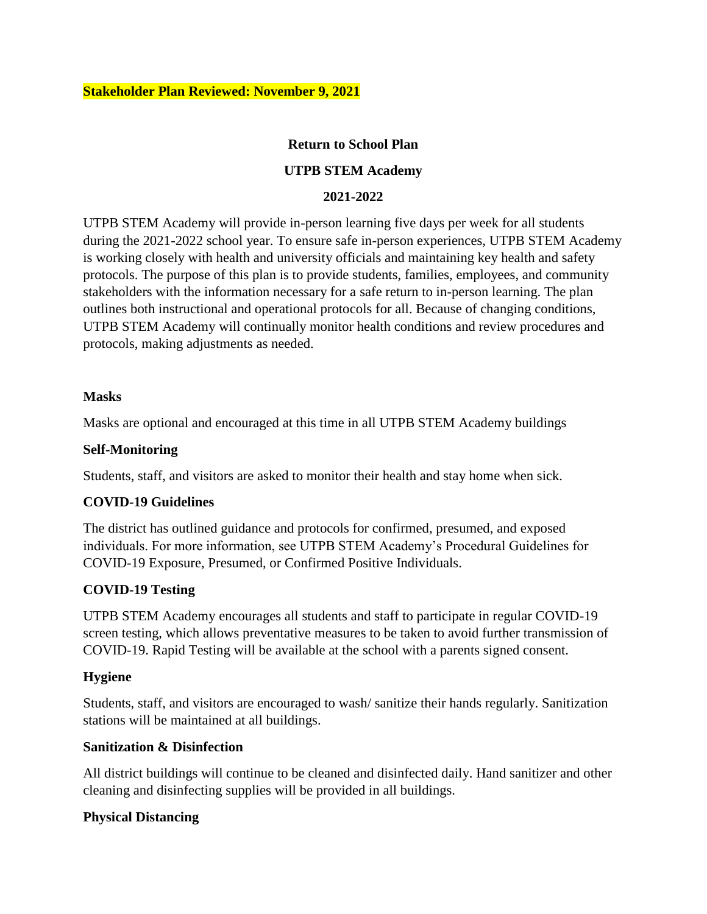**Stakeholder Plan Reviewed: November 9, 2021**

# Return to School Plan

## UTPB STEM Academy

## 2021-2022

UTPB STEM Academy will provide in-person learning five days per week for all students during the 2021-2022 school year. To ensure safe in-person experiences, UTPB STEM Academy is working closely with health and university officials and maintaining key health and safety protocols. The purpose of this plan is to provide students, families, employees, and community stakeholders with the information necessary for a safe return to in-person learning. The plan outlines both instructional and operational protocols for all. Because of changing conditions, UTPB STEM Academy will continually monitor health conditions and review procedures and protocols, making adjustments as needed.

### Masks

Masks are optional and encouraged at this time in all UTPB STEM Academy buildings

### Self-Monitoring

Students, staff, and visitors are asked to monitor their health and stay home when sick.

### COVID-19 Guidelines

The district has outlined guidance and protocols for confirmed, presumed, and exposed individuals. For more information, see UTPB STEM Academy's Procedural Guidelines for COVID-19 Exposure, Presumed, or Confirmed Positive Individuals.

### COVID-19 Testing

UTPB STEM Academy encourages all students and staff to participate in regular COVID-19 screen testing, which allows preventative measures to be taken to avoid further transmission of COVID-19. Rapid Testing will be available at the school with a parents signed consent.

### Hygiene

Students, staff, and visitors are encouraged to wash/ sanitize their hands regularly. Sanitization stations will be maintained at all buildings.

### Sanitization & Disinfection

All district buildings will continue to be cleaned and disinfected daily. Hand sanitizer and other cleaning and disinfecting supplies will be provided in all buildings.

### Physical Distancing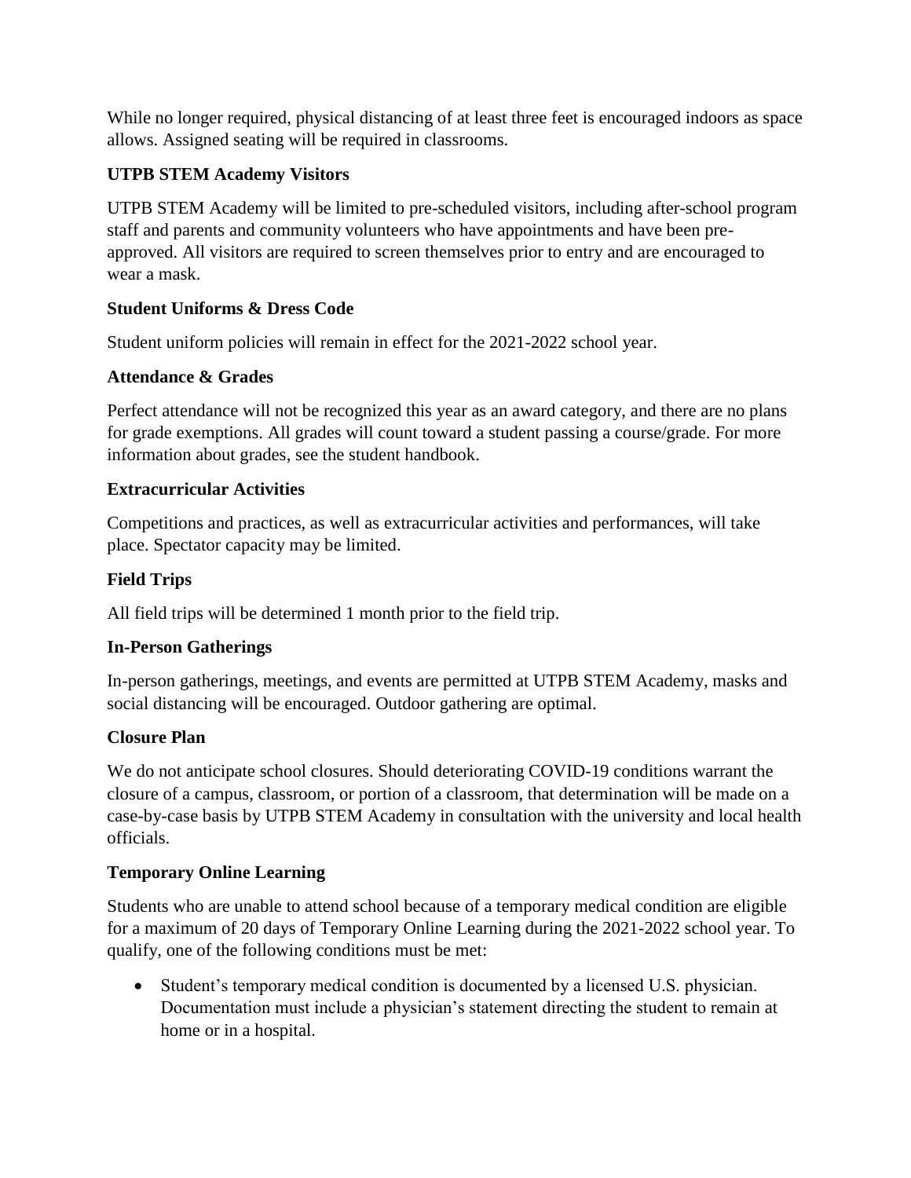While no longer required, physical distancing of at least three feet is encouraged indoors as space allows. Assigned seating will be required in classrooms.

**UTPB STEM Academy Visitors**

UTPB STEM Academy will be limited to pre-scheduled visitors, including after-school program staff and parents and community volunteers who have appointments and have been pre-approved. All visitors are required to screen themselves prior to entry and are encouraged to wear a mask.

**Student Uniforms & Dress Code**

Student uniform policies will remain in effect for the 2021-2022 school year.

**Attendance & Grades**

Perfect attendance will not be recognized this year as an award category, and there are no plans for grade exemptions. All grades will count toward a student passing a course/grade. For more information about grades, see the student handbook.

**Extracurricular Activities**

Competitions and practices, as well as extracurricular activities and performances, will take place. Spectator capacity may be limited.

**Field Trips**

All field trips will be determined 1 month prior to the field trip.

**In-Person Gatherings**

In-person gatherings, meetings, and events are permitted at UTPB STEM Academy, masks and social distancing will be encouraged. Outdoor gathering are optimal.

**Closure Plan**

We do not anticipate school closures. Should deteriorating COVID-19 conditions warrant the closure of a campus, classroom, or portion of a classroom, that determination will be made on a case-by-case basis by UTPB STEM Academy in consultation with the university and local health officials.

**Temporary Online Learning**

Students who are unable to attend school because of a temporary medical condition are eligible for a maximum of 20 days of Temporary Online Learning during the 2021-2022 school year. To qualify, one of the following conditions must be met:

- Student's temporary medical condition is documented by a licensed U.S. physician. Documentation must include a physician's statement directing the student to remain at home or in a hospital.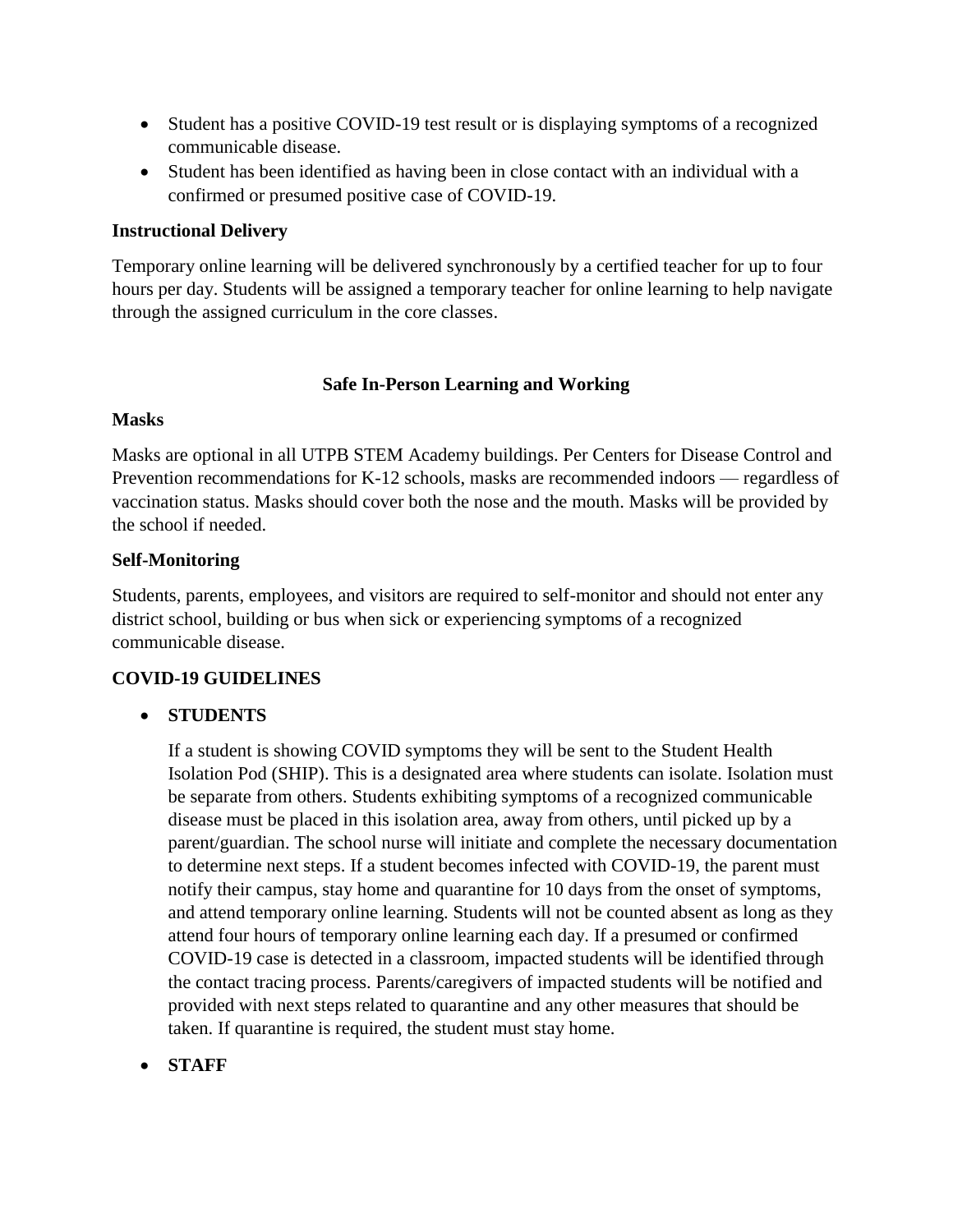- Student has a positive COVID-19 test result or is displaying symptoms of a recognized communicable disease.
- Student has been identified as having been in close contact with an individual with a confirmed or presumed positive case of COVID-19.

**Instructional Delivery**

Temporary online learning will be delivered synchronously by a certified teacher for up to four hours per day. Students will be assigned a temporary teacher for online learning to help navigate through the assigned curriculum in the core classes.

## Safe In-Person Learning and Working

**Masks**

Masks are optional in all UTPB STEM Academy buildings. Per Centers for Disease Control and Prevention recommendations for K-12 schools, masks are recommended indoors — regardless of vaccination status. Masks should cover both the nose and the mouth. Masks will be provided by the school if needed.

**Self-Monitoring**

Students, parents, employees, and visitors are required to self-monitor and should not enter any district school, building or bus when sick or experiencing symptoms of a recognized communicable disease.

**COVID-19 GUIDELINES**

- **STUDENTS**

  If a student is showing COVID symptoms they will be sent to the Student Health Isolation Pod (SHIP). This is a designated area where students can isolate. Isolation must be separate from others. Students exhibiting symptoms of a recognized communicable disease must be placed in this isolation area, away from others, until picked up by a parent/guardian. The school nurse will initiate and complete the necessary documentation to determine next steps. If a student becomes infected with COVID-19, the parent must notify their campus, stay home and quarantine for 10 days from the onset of symptoms, and attend temporary online learning. Students will not be counted absent as long as they attend four hours of temporary online learning each day. If a presumed or confirmed COVID-19 case is detected in a classroom, impacted students will be identified through the contact tracing process. Parents/caregivers of impacted students will be notified and provided with next steps related to quarantine and any other measures that should be taken. If quarantine is required, the student must stay home.

- **STAFF**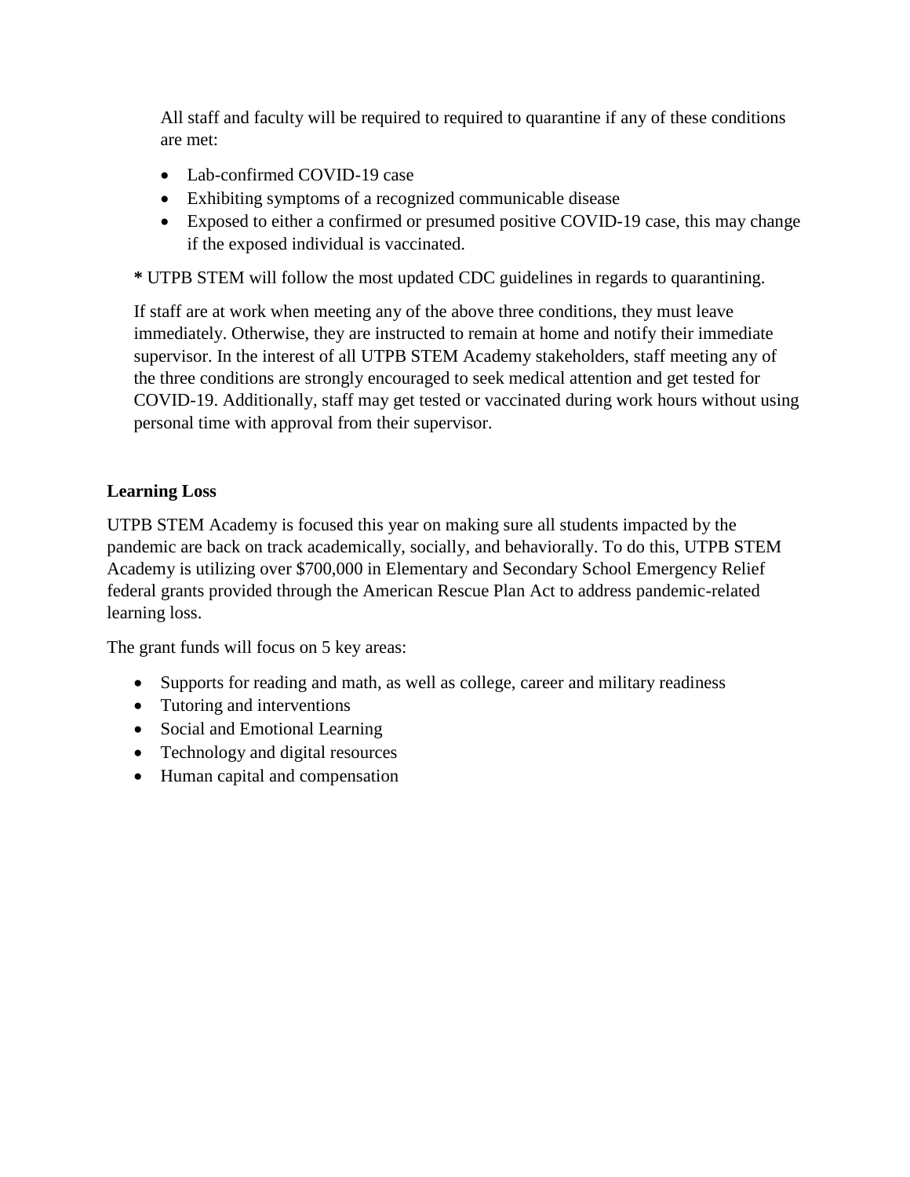All staff and faculty will be required to required to quarantine if any of these conditions are met:

- Lab-confirmed COVID-19 case
- Exhibiting symptoms of a recognized communicable disease
- Exposed to either a confirmed or presumed positive COVID-19 case, this may change if the exposed individual is vaccinated.

**\*** UTPB STEM will follow the most updated CDC guidelines in regards to quarantining.

If staff are at work when meeting any of the above three conditions, they must leave immediately. Otherwise, they are instructed to remain at home and notify their immediate supervisor. In the interest of all UTPB STEM Academy stakeholders, staff meeting any of the three conditions are strongly encouraged to seek medical attention and get tested for COVID-19. Additionally, staff may get tested or vaccinated during work hours without using personal time with approval from their supervisor.

**Learning Loss**

UTPB STEM Academy is focused this year on making sure all students impacted by the pandemic are back on track academically, socially, and behaviorally. To do this, UTPB STEM Academy is utilizing over $700,000 in Elementary and Secondary School Emergency Relief federal grants provided through the American Rescue Plan Act to address pandemic-related learning loss.

The grant funds will focus on 5 key areas:

- Supports for reading and math, as well as college, career and military readiness
- Tutoring and interventions
- Social and Emotional Learning
- Technology and digital resources
- Human capital and compensation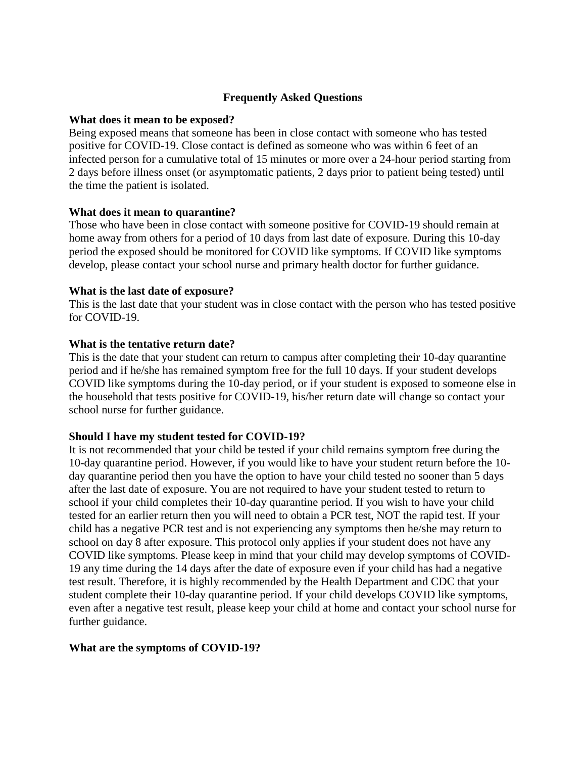## Frequently Asked Questions

**What does it mean to be exposed?**

Being exposed means that someone has been in close contact with someone who has tested positive for COVID-19. Close contact is defined as someone who was within 6 feet of an infected person for a cumulative total of 15 minutes or more over a 24-hour period starting from 2 days before illness onset (or asymptomatic patients, 2 days prior to patient being tested) until the time the patient is isolated.

**What does it mean to quarantine?**

Those who have been in close contact with someone positive for COVID-19 should remain at home away from others for a period of 10 days from last date of exposure. During this 10-day period the exposed should be monitored for COVID like symptoms. If COVID like symptoms develop, please contact your school nurse and primary health doctor for further guidance.

**What is the last date of exposure?**

This is the last date that your student was in close contact with the person who has tested positive for COVID-19.

**What is the tentative return date?**

This is the date that your student can return to campus after completing their 10-day quarantine period and if he/she has remained symptom free for the full 10 days. If your student develops COVID like symptoms during the 10-day period, or if your student is exposed to someone else in the household that tests positive for COVID-19, his/her return date will change so contact your school nurse for further guidance.

**Should I have my student tested for COVID-19?**

It is not recommended that your child be tested if your child remains symptom free during the 10-day quarantine period. However, if you would like to have your student return before the 10-day quarantine period then you have the option to have your child tested no sooner than 5 days after the last date of exposure. You are not required to have your student tested to return to school if your child completes their 10-day quarantine period. If you wish to have your child tested for an earlier return then you will need to obtain a PCR test, NOT the rapid test. If your child has a negative PCR test and is not experiencing any symptoms then he/she may return to school on day 8 after exposure. This protocol only applies if your student does not have any COVID like symptoms. Please keep in mind that your child may develop symptoms of COVID-19 any time during the 14 days after the date of exposure even if your child has had a negative test result. Therefore, it is highly recommended by the Health Department and CDC that your student complete their 10-day quarantine period. If your child develops COVID like symptoms, even after a negative test result, please keep your child at home and contact your school nurse for further guidance.

**What are the symptoms of COVID-19?**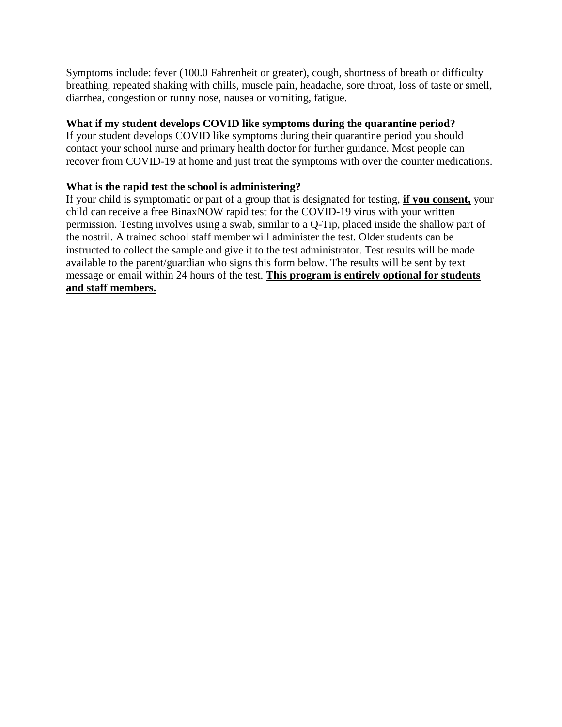Symptoms include: fever (100.0 Fahrenheit or greater), cough, shortness of breath or difficulty breathing, repeated shaking with chills, muscle pain, headache, sore throat, loss of taste or smell, diarrhea, congestion or runny nose, nausea or vomiting, fatigue.

**What if my student develops COVID like symptoms during the quarantine period?**

If your student develops COVID like symptoms during their quarantine period you should contact your school nurse and primary health doctor for further guidance. Most people can recover from COVID-19 at home and just treat the symptoms with over the counter medications.

**What is the rapid test the school is administering?**

If your child is symptomatic or part of a group that is designated for testing, **<u>if you consent,</u>** your child can receive a free BinaxNOW rapid test for the COVID-19 virus with your written permission. Testing involves using a swab, similar to a Q-Tip, placed inside the shallow part of the nostril. A trained school staff member will administer the test. Older students can be instructed to collect the sample and give it to the test administrator. Test results will be made available to the parent/guardian who signs this form below. The results will be sent by text message or email within 24 hours of the test. **<u>This program is entirely optional for students and staff members.</u>**